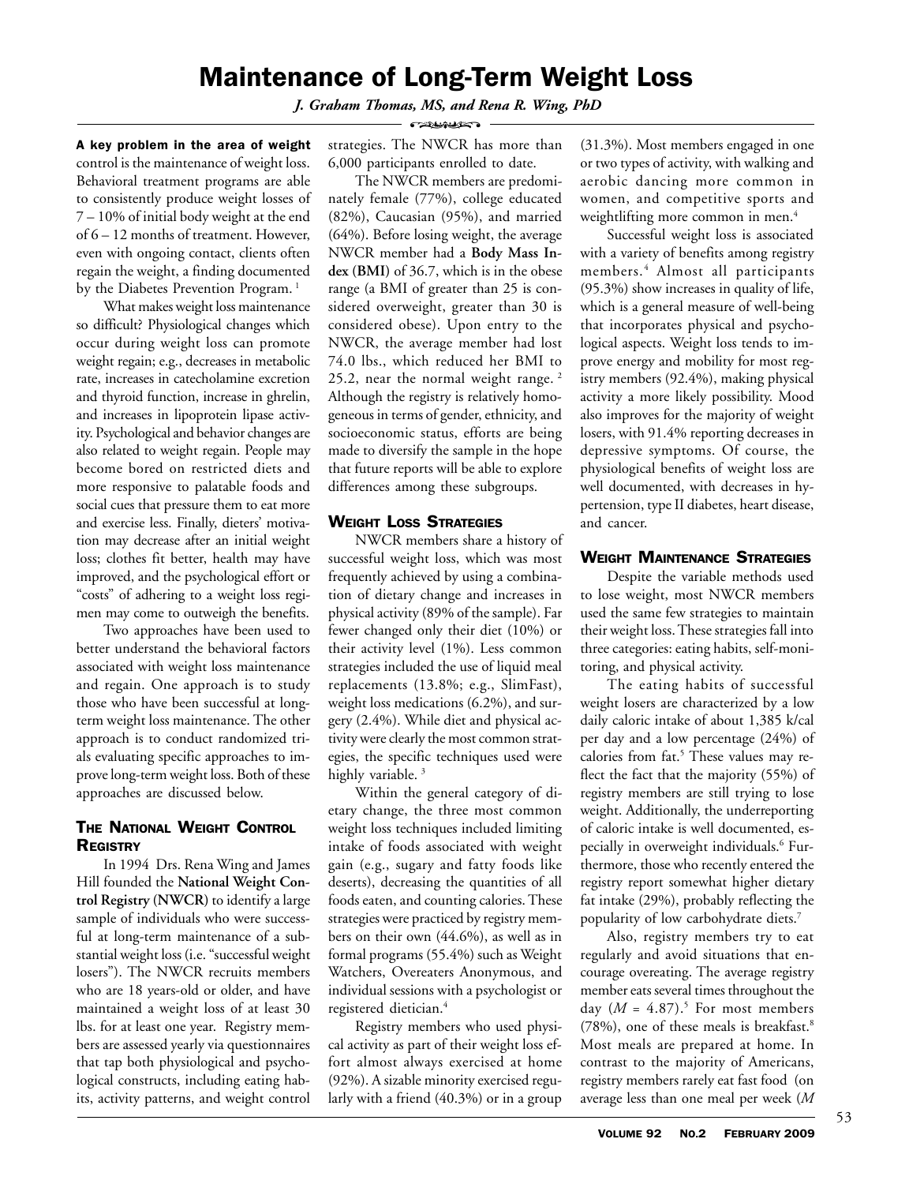# Maintenance of Long-Term Weight Loss

*J. Graham Thomas, MS, and Rena R. Wing, PhD*

**A key problem in the area of weight** control is the maintenance of weight loss. Behavioral treatment programs are able to consistently produce weight losses of 7 – 10% of initial body weight at the end of 6 – 12 months of treatment. However, even with ongoing contact, clients often regain the weight, a finding documented by the Diabetes Prevention Program. [1]

What makes weight loss maintenance so difficult? Physiological changes which occur during weight loss can promote weight regain; e.g., decreases in metabolic rate, increases in catecholamine excretion and thyroid function, increase in ghrelin, and increases in lipoprotein lipase activity. Psychological and behavior changes are also related to weight regain. People may become bored on restricted diets and more responsive to palatable foods and social cues that pressure them to eat more and exercise less. Finally, dieters' motivation may decrease after an initial weight loss; clothes fit better, health may have improved, and the psychological effort or "costs" of adhering to a weight loss regimen may come to outweigh the benefits.

Two approaches have been used to better understand the behavioral factors associated with weight loss maintenance and regain. One approach is to study those who have been successful at long-term weight loss maintenance. The other approach is to conduct randomized trials evaluating specific approaches to improve long-term weight loss. Both of these approaches are discussed below.

## The National Weight Control Registry

In 1994 Drs. Rena Wing and James Hill founded the **National Weight Control Registry (NWCR)** to identify a large sample of individuals who were successful at long-term maintenance of a substantial weight loss (i.e. "successful weight losers"). The NWCR recruits members who are 18 years-old or older, and have maintained a weight loss of at least 30 lbs. for at least one year. Registry members are assessed yearly via questionnaires that tap both physiological and psychological constructs, including eating habits, activity patterns, and weight control strategies. The NWCR has more than 6,000 participants enrolled to date.

The NWCR members are predominately female (77%), college educated (82%), Caucasian (95%), and married (64%). Before losing weight, the average NWCR member had a **Body Mass Index (BMI)** of 36.7, which is in the obese range (a BMI of greater than 25 is considered overweight, greater than 30 is considered obese). Upon entry to the NWCR, the average member had lost 74.0 lbs., which reduced her BMI to 25.2, near the normal weight range. [2] Although the registry is relatively homogeneous in terms of gender, ethnicity, and socioeconomic status, efforts are being made to diversify the sample in the hope that future reports will be able to explore differences among these subgroups.

## Weight Loss Strategies

NWCR members share a history of successful weight loss, which was most frequently achieved by using a combination of dietary change and increases in physical activity (89% of the sample). Far fewer changed only their diet (10%) or their activity level (1%). Less common strategies included the use of liquid meal replacements (13.8%; e.g., SlimFast), weight loss medications (6.2%), and surgery (2.4%). While diet and physical activity were clearly the most common strategies, the specific techniques used were highly variable. [3]

Within the general category of dietary change, the three most common weight loss techniques included limiting intake of foods associated with weight gain (e.g., sugary and fatty foods like deserts), decreasing the quantities of all foods eaten, and counting calories. These strategies were practiced by registry members on their own (44.6%), as well as in formal programs (55.4%) such as Weight Watchers, Overeaters Anonymous, and individual sessions with a psychologist or registered dietician.[4]

Registry members who used physical activity as part of their weight loss effort almost always exercised at home (92%). A sizable minority exercised regularly with a friend (40.3%) or in a group (31.3%). Most members engaged in one or two types of activity, with walking and aerobic dancing more common in women, and competitive sports and weightlifting more common in men.[4]

Successful weight loss is associated with a variety of benefits among registry members.[4] Almost all participants (95.3%) show increases in quality of life, which is a general measure of well-being that incorporates physical and psychological aspects. Weight loss tends to improve energy and mobility for most registry members (92.4%), making physical activity a more likely possibility. Mood also improves for the majority of weight losers, with 91.4% reporting decreases in depressive symptoms. Of course, the physiological benefits of weight loss are well documented, with decreases in hypertension, type II diabetes, heart disease, and cancer.

## Weight Maintenance Strategies

Despite the variable methods used to lose weight, most NWCR members used the same few strategies to maintain their weight loss. These strategies fall into three categories: eating habits, self-monitoring, and physical activity.

The eating habits of successful weight losers are characterized by a low daily caloric intake of about 1,385 k/cal per day and a low percentage (24%) of calories from fat.[5] These values may reflect the fact that the majority (55%) of registry members are still trying to lose weight. Additionally, the underreporting of caloric intake is well documented, especially in overweight individuals.[6] Furthermore, those who recently entered the registry report somewhat higher dietary fat intake (29%), probably reflecting the popularity of low carbohydrate diets.[7]

Also, registry members try to eat regularly and avoid situations that encourage overeating. The average registry member eats several times throughout the day ($M$ = 4.87).[5] For most members (78%), one of these meals is breakfast.[8] Most meals are prepared at home. In contrast to the majority of Americans, registry members rarely eat fast food (on average less than one meal per week ($M$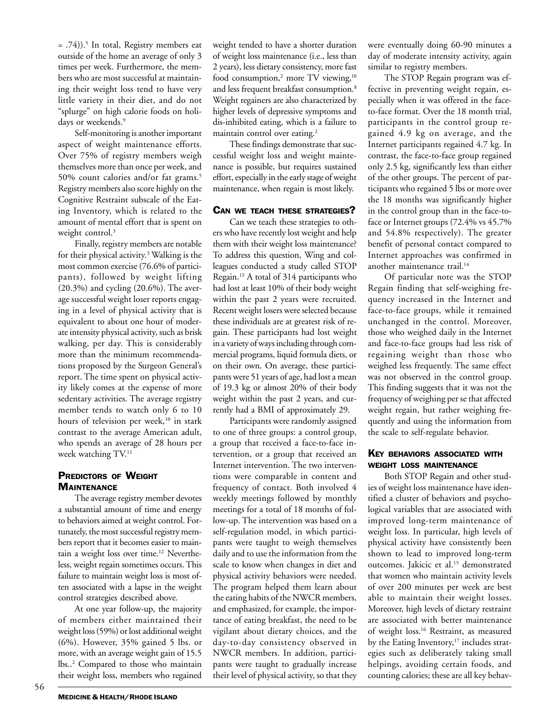= .74)).[5] In total, Registry members eat outside of the home an average of only 3 times per week. Furthermore, the members who are most successful at maintaining their weight loss tend to have very little variety in their diet, and do not "splurge" on high calorie foods on holidays or weekends.[9]

Self-monitoring is another important aspect of weight maintenance efforts. Over 75% of registry members weigh themselves more than once per week, and 50% count calories and/or fat grams.[5] Registry members also score highly on the Cognitive Restraint subscale of the Eating Inventory, which is related to the amount of mental effort that is spent on weight control.[3]

Finally, registry members are notable for their physical activity.[3] Walking is the most common exercise (76.6% of participants), followed by weight lifting (20.3%) and cycling (20.6%). The average successful weight loser reports engaging in a level of physical activity that is equivalent to about one hour of moderate intensity physical activity, such as brisk walking, per day. This is considerably more than the minimum recommendations proposed by the Surgeon General's report. The time spent on physical activity likely comes at the expense of more sedentary activities. The average registry member tends to watch only 6 to 10 hours of television per week,[10] in stark contrast to the average American adult, who spends an average of 28 hours per week watching TV.[11]

## Predictors of Weight Maintenance

The average registry member devotes a substantial amount of time and energy to behaviors aimed at weight control. Fortunately, the most successful registry members report that it becomes easier to maintain a weight loss over time.[12] Nevertheless, weight regain sometimes occurs. This failure to maintain weight loss is most often associated with a lapse in the weight control strategies described above.

At one year follow-up, the majority of members either maintained their weight loss (59%) or lost additional weight (6%). However, 35% gained 5 lbs. or more, with an average weight gain of 15.5 lbs..[2] Compared to those who maintain their weight loss, members who regained weight tended to have a shorter duration of weight loss maintenance (i.e., less than 2 years), less dietary consistency, more fast food consumption,[2] more TV viewing,[10] and less frequent breakfast consumption.[8] Weight regainers are also characterized by higher levels of depressive symptoms and dis-inhibited eating, which is a failure to maintain control over eating.[2]

These findings demonstrate that successful weight loss and weight maintenance is possible, but requires sustained effort, especially in the early stage of weight maintenance, when regain is most likely.

## Can we teach these strategies?

Can we teach these strategies to others who have recently lost weight and help them with their weight loss maintenance? To address this question, Wing and colleagues conducted a study called STOP Regain.[13] A total of 314 participants who had lost at least 10% of their body weight within the past 2 years were recruited. Recent weight losers were selected because these individuals are at greatest risk of regain. These participants had lost weight in a variety of ways including through commercial programs, liquid formula diets, or on their own. On average, these participants were 51 years of age, had lost a mean of 19.3 kg or almost 20% of their body weight within the past 2 years, and currently had a BMI of approximately 29.

Participants were randomly assigned to one of three groups: a control group, a group that received a face-to-face intervention, or a group that received an Internet intervention. The two interventions were comparable in content and frequency of contact. Both involved 4 weekly meetings followed by monthly meetings for a total of 18 months of follow-up. The intervention was based on a self-regulation model, in which participants were taught to weigh themselves daily and to use the information from the scale to know when changes in diet and physical activity behaviors were needed. The program helped them learn about the eating habits of the NWCR members, and emphasized, for example, the importance of eating breakfast, the need to be vigilant about dietary choices, and the day-to-day consistency observed in NWCR members. In addition, participants were taught to gradually increase their level of physical activity, so that they were eventually doing 60-90 minutes a day of moderate intensity activity, again similar to registry members.

The STOP Regain program was effective in preventing weight regain, especially when it was offered in the face-to-face format. Over the 18 month trial, participants in the control group regained 4.9 kg on average, and the Internet participants regained 4.7 kg. In contrast, the face-to-face group regained only 2.5 kg, significantly less than either of the other groups. The percent of participants who regained 5 lbs or more over the 18 months was significantly higher in the control group than in the face-to-face or Internet groups (72.4% vs 45.7% and 54.8% respectively). The greater benefit of personal contact compared to Internet approaches was confirmed in another maintenance trail.[14]

Of particular note was the STOP Regain finding that self-weighing frequency increased in the Internet and face-to-face groups, while it remained unchanged in the control. Moreover, those who weighed daily in the Internet and face-to-face groups had less risk of regaining weight than those who weighed less frequently. The same effect was not observed in the control group. This finding suggests that it was not the frequency of weighing per se that affected weight regain, but rather weighing frequently and using the information from the scale to self-regulate behavior.

## Key behaviors associated with weight loss maintenance

Both STOP Regain and other studies of weight loss maintenance have identified a cluster of behaviors and psychological variables that are associated with improved long-term maintenance of weight loss. In particular, high levels of physical activity have consistently been shown to lead to improved long-term outcomes. Jakicic et al.[15] demonstrated that women who maintain activity levels of over 200 minutes per week are best able to maintain their weight losses. Moreover, high levels of dietary restraint are associated with better maintenance of weight loss.[16] Restraint, as measured by the Eating Inventory,[17] includes strategies such as deliberately taking small helpings, avoiding certain foods, and counting calories; these are all key behav-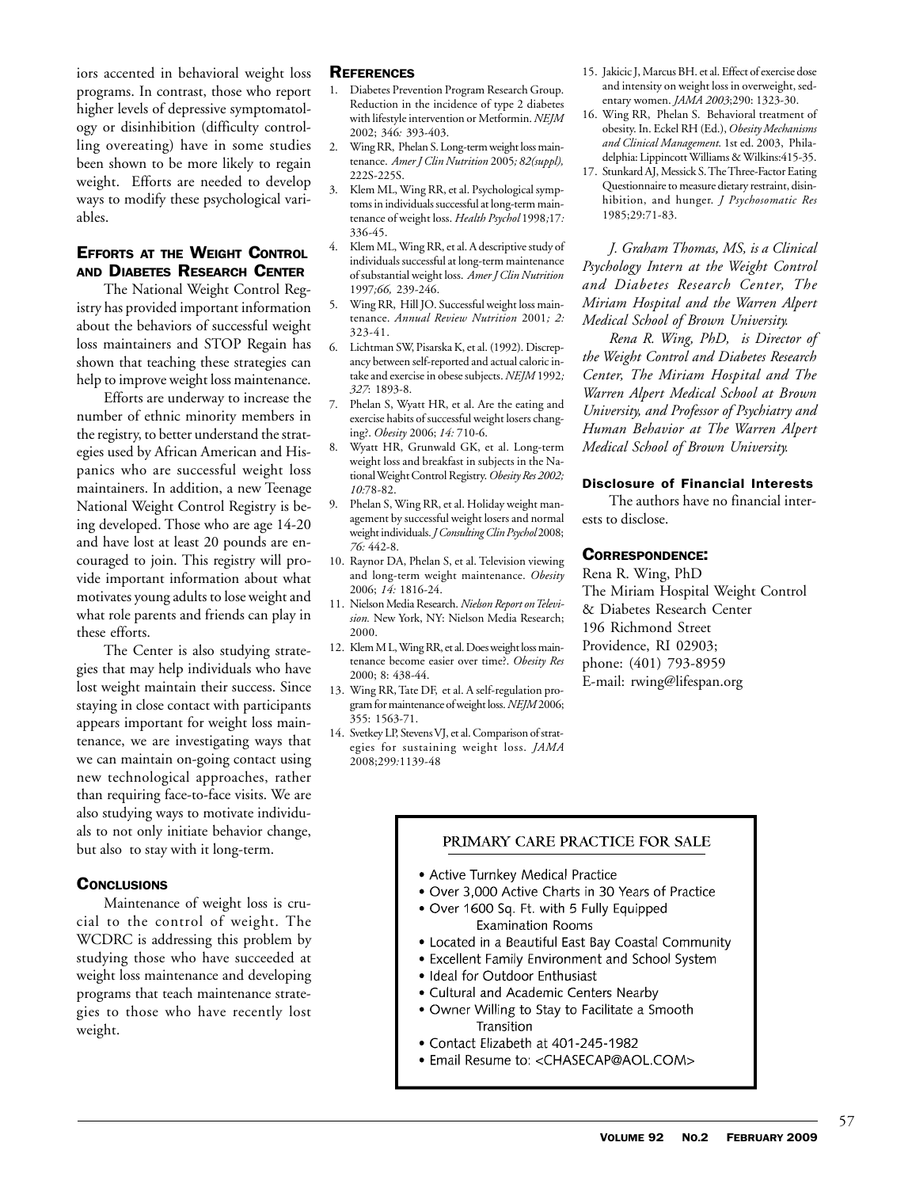iors accented in behavioral weight loss programs. In contrast, those who report higher levels of depressive symptomatology or disinhibition (difficulty controlling overeating) have in some studies been shown to be more likely to regain weight. Efforts are needed to develop ways to modify these psychological variables.

## Efforts at the Weight Control and Diabetes Research Center

The National Weight Control Registry has provided important information about the behaviors of successful weight loss maintainers and STOP Regain has shown that teaching these strategies can help to improve weight loss maintenance.

Efforts are underway to increase the number of ethnic minority members in the registry, to better understand the strategies used by African American and Hispanics who are successful weight loss maintainers. In addition, a new Teenage National Weight Control Registry is being developed. Those who are age 14-20 and have lost at least 20 pounds are encouraged to join. This registry will provide important information about what motivates young adults to lose weight and what role parents and friends can play in these efforts.

The Center is also studying strategies that may help individuals who have lost weight maintain their success. Since staying in close contact with participants appears important for weight loss maintenance, we are investigating ways that we can maintain on-going contact using new technological approaches, rather than requiring face-to-face visits. We are also studying ways to motivate individuals to not only initiate behavior change, but also to stay with it long-term.

## Conclusions

Maintenance of weight loss is crucial to the control of weight. The WCDRC is addressing this problem by studying those who have succeeded at weight loss maintenance and developing programs that teach maintenance strategies to those who have recently lost weight.

## References

1. Diabetes Prevention Program Research Group. Reduction in the incidence of type 2 diabetes with lifestyle intervention or Metformin. *NEJM* 2002; 346*:* 393-403.
2. Wing RR, Phelan S. Long-term weight loss maintenance. *Amer J Clin Nutrition* 2005*; 82(suppl),* 222S-225S.
3. Klem ML, Wing RR, et al. Psychological symptoms in individuals successful at long-term maintenance of weight loss. *Health Psychol* 1998*;*17*:* 336-45.
4. Klem ML, Wing RR, et al. A descriptive study of individuals successful at long-term maintenance of substantial weight loss. *Amer J Clin Nutrition* 1997*;66,* 239-246.
5. Wing RR, Hill JO. Successful weight loss maintenance. *Annual Review Nutrition* 2001*; 2:* 323-41.
6. Lichtman SW, Pisarska K, et al. (1992). Discrepancy between self-reported and actual caloric intake and exercise in obese subjects. *NEJM* 1992*; 327*: 1893-8.
7. Phelan S, Wyatt HR, et al. Are the eating and exercise habits of successful weight losers changing?. *Obesity* 2006; *14:* 710-6.
8. Wyatt HR, Grunwald GK, et al. Long-term weight loss and breakfast in subjects in the National Weight Control Registry. *Obesity Res 2002; 10:*78-82.
9. Phelan S, Wing RR, et al. Holiday weight management by successful weight losers and normal weight individuals. *J Consulting Clin Psychol* 2008; *76:* 442-8.
10. Raynor DA, Phelan S, et al. Television viewing and long-term weight maintenance. *Obesity* 2006; *14:* 1816-24.
11. Nielson Media Research. *Nielson Report on Television.* New York, NY: Nielson Media Research; 2000.
12. Klem M L, Wing RR, et al. Does weight loss maintenance become easier over time?. *Obesity Res* 2000; 8: 438-44.
13. Wing RR, Tate DF, et al. A self-regulation program for maintenance of weight loss. *NEJM* 2006; 355: 1563-71.
14. Svetkey LP, Stevens VJ, et al. Comparison of strategies for sustaining weight loss. *JAMA* 2008;299*:*1139-48
15. Jakicic J, Marcus BH. et al. Effect of exercise dose and intensity on weight loss in overweight, sedentary women. *JAMA 2003*;290: 1323-30.
16. Wing RR, Phelan S. Behavioral treatment of obesity. In. Eckel RH (Ed.), *Obesity Mechanisms and Clinical Management.* 1st ed. 2003, Philadelphia: Lippincott Williams & Wilkins:415-35.
17. Stunkard AJ, Messick S. The Three-Factor Eating Questionnaire to measure dietary restraint, disinhibition, and hunger. *J Psychosomatic Res* 1985;29:71-83.

*J. Graham Thomas, MS, is a Clinical Psychology Intern at the Weight Control and Diabetes Research Center, The Miriam Hospital and the Warren Alpert Medical School of Brown University.*

*Rena R. Wing, PhD, is Director of the Weight Control and Diabetes Research Center, The Miriam Hospital and The Warren Alpert Medical School at Brown University, and Professor of Psychiatry and Human Behavior at The Warren Alpert Medical School of Brown University.*

### Disclosure of Financial Interests

The authors have no financial interests to disclose.

### Correspondence:

Rena R. Wing, PhD
The Miriam Hospital Weight Control & Diabetes Research Center
196 Richmond Street
Providence, RI 02903;
phone: (401) 793-8959
E-mail: rwing@lifespan.org

PRIMARY CARE PRACTICE FOR SALE

- Active Turnkey Medical Practice
- Over 3,000 Active Charts in 30 Years of Practice
- Over 1600 Sq. Ft. with 5 Fully Equipped Examination Rooms
- Located in a Beautiful East Bay Coastal Community
- Excellent Family Environment and School System
- Ideal for Outdoor Enthusiast
- Cultural and Academic Centers Nearby
- Owner Willing to Stay to Facilitate a Smooth Transition
- Contact Elizabeth at 401-245-1982
- Email Resume to: <CHASECAP@AOL.COM>